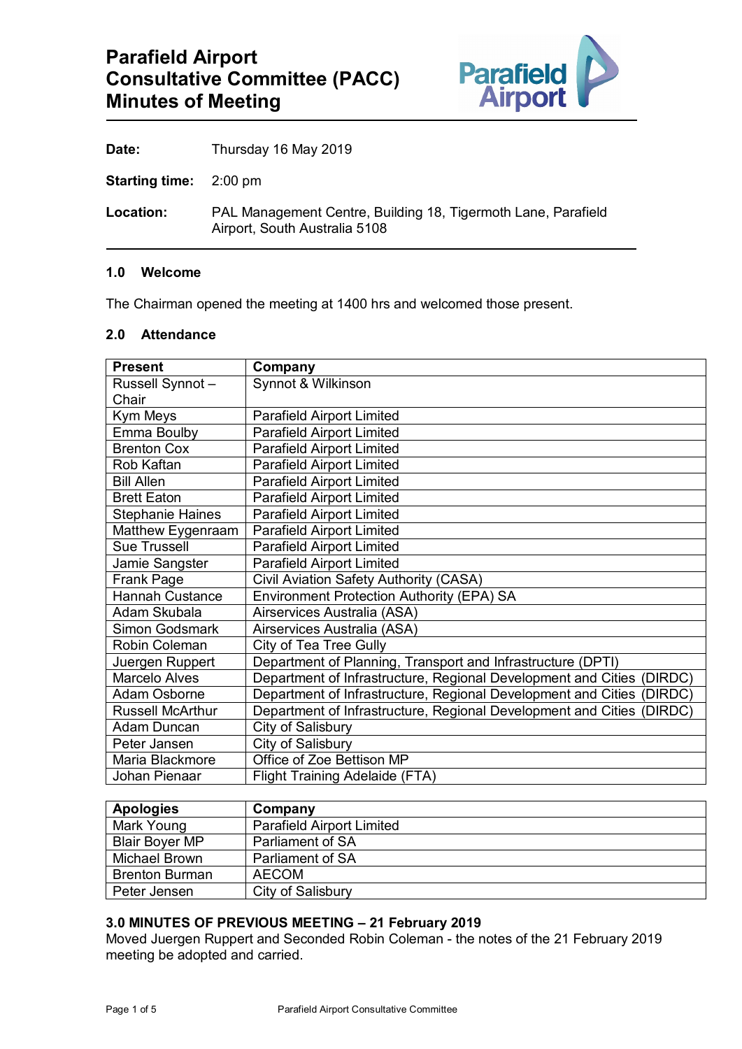# Parafield Airport Consultative Committee (PACC) Minutes of Meeting

**Date:** Thursday 16 May 2019

**Starting time:** 2:00 pm

**Location:** PAL Management Centre, Building 18, Tigermoth Lane, Parafield Airport, South Australia 5108

### 1.0 Welcome

The Chairman opened the meeting at 1400 hrs and welcomed those present.

### 2.0 Attendance

| Present | Company |
|---|---|
| Russell Synnot – Chair | Synnot & Wilkinson |
| Kym Meys | Parafield Airport Limited |
| Emma Boulby | Parafield Airport Limited |
| Brenton Cox | Parafield Airport Limited |
| Rob Kaftan | Parafield Airport Limited |
| Bill Allen | Parafield Airport Limited |
| Brett Eaton | Parafield Airport Limited |
| Stephanie Haines | Parafield Airport Limited |
| Matthew Eygenraam | Parafield Airport Limited |
| Sue Trussell | Parafield Airport Limited |
| Jamie Sangster | Parafield Airport Limited |
| Frank Page | Civil Aviation Safety Authority (CASA) |
| Hannah Custance | Environment Protection Authority (EPA) SA |
| Adam Skubala | Airservices Australia (ASA) |
| Simon Godsmark | Airservices Australia (ASA) |
| Robin Coleman | City of Tea Tree Gully |
| Juergen Ruppert | Department of Planning, Transport and Infrastructure (DPTI) |
| Marcelo Alves | Department of Infrastructure, Regional Development and Cities (DIRDC) |
| Adam Osborne | Department of Infrastructure, Regional Development and Cities (DIRDC) |
| Russell McArthur | Department of Infrastructure, Regional Development and Cities (DIRDC) |
| Adam Duncan | City of Salisbury |
| Peter Jansen | City of Salisbury |
| Maria Blackmore | Office of Zoe Bettison MP |
| Johan Pienaar | Flight Training Adelaide (FTA) |

| Apologies | Company |
|---|---|
| Mark Young | Parafield Airport Limited |
| Blair Boyer MP | Parliament of SA |
| Michael Brown | Parliament of SA |
| Brenton Burman | AECOM |
| Peter Jensen | City of Salisbury |

### 3.0 MINUTES OF PREVIOUS MEETING – 21 February 2019

Moved Juergen Ruppert and Seconded Robin Coleman - the notes of the 21 February 2019 meeting be adopted and carried.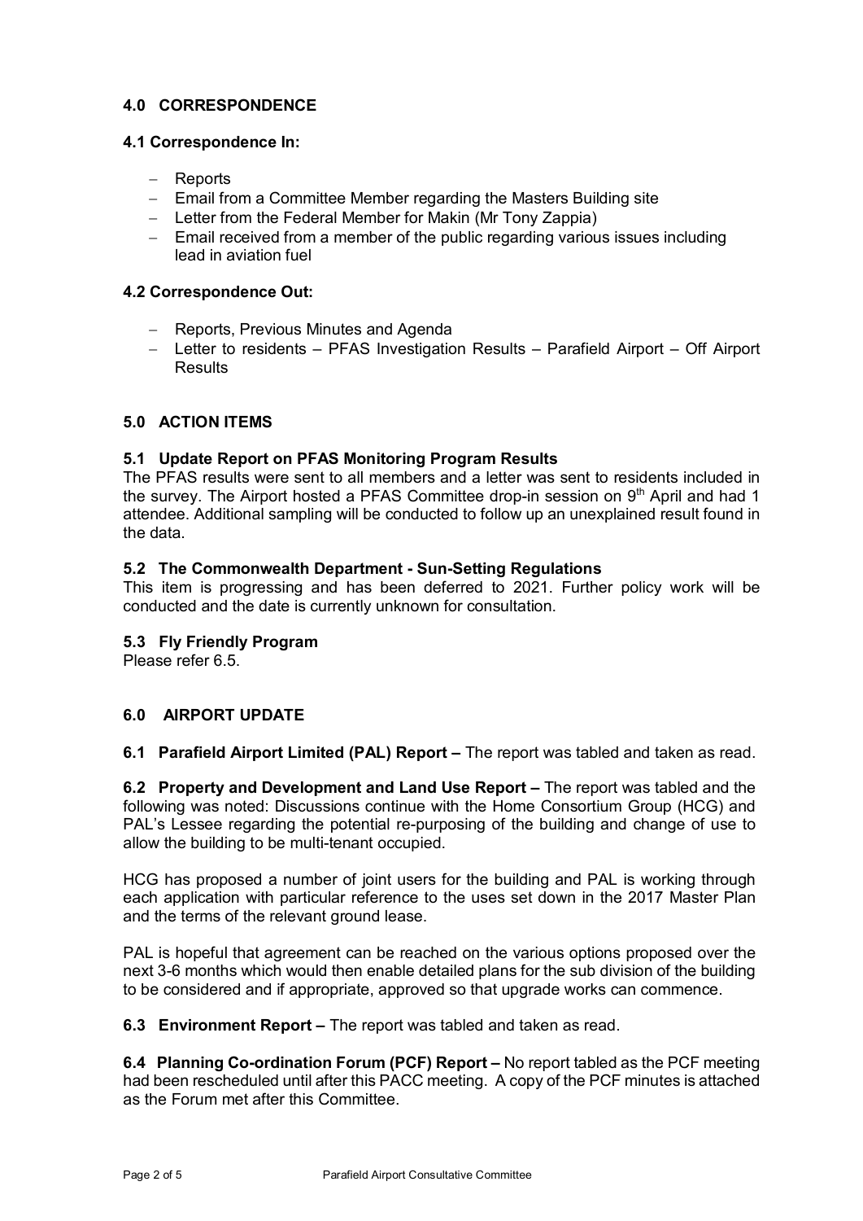## 4.0 CORRESPONDENCE

### 4.1 Correspondence In:

- Reports
- Email from a Committee Member regarding the Masters Building site
- Letter from the Federal Member for Makin (Mr Tony Zappia)
- Email received from a member of the public regarding various issues including lead in aviation fuel

### 4.2 Correspondence Out:

- Reports, Previous Minutes and Agenda
- Letter to residents – PFAS Investigation Results – Parafield Airport – Off Airport Results

## 5.0 ACTION ITEMS

### 5.1 Update Report on PFAS Monitoring Program Results

The PFAS results were sent to all members and a letter was sent to residents included in the survey. The Airport hosted a PFAS Committee drop-in session on 9th April and had 1 attendee. Additional sampling will be conducted to follow up an unexplained result found in the data.

### 5.2 The Commonwealth Department - Sun-Setting Regulations

This item is progressing and has been deferred to 2021. Further policy work will be conducted and the date is currently unknown for consultation.

### 5.3 Fly Friendly Program

Please refer 6.5.

## 6.0 AIRPORT UPDATE

**6.1 Parafield Airport Limited (PAL) Report –** The report was tabled and taken as read.

**6.2 Property and Development and Land Use Report –** The report was tabled and the following was noted: Discussions continue with the Home Consortium Group (HCG) and PAL's Lessee regarding the potential re-purposing of the building and change of use to allow the building to be multi-tenant occupied.

HCG has proposed a number of joint users for the building and PAL is working through each application with particular reference to the uses set down in the 2017 Master Plan and the terms of the relevant ground lease.

PAL is hopeful that agreement can be reached on the various options proposed over the next 3-6 months which would then enable detailed plans for the sub division of the building to be considered and if appropriate, approved so that upgrade works can commence.

**6.3 Environment Report –** The report was tabled and taken as read.

**6.4 Planning Co-ordination Forum (PCF) Report –** No report tabled as the PCF meeting had been rescheduled until after this PACC meeting. A copy of the PCF minutes is attached as the Forum met after this Committee.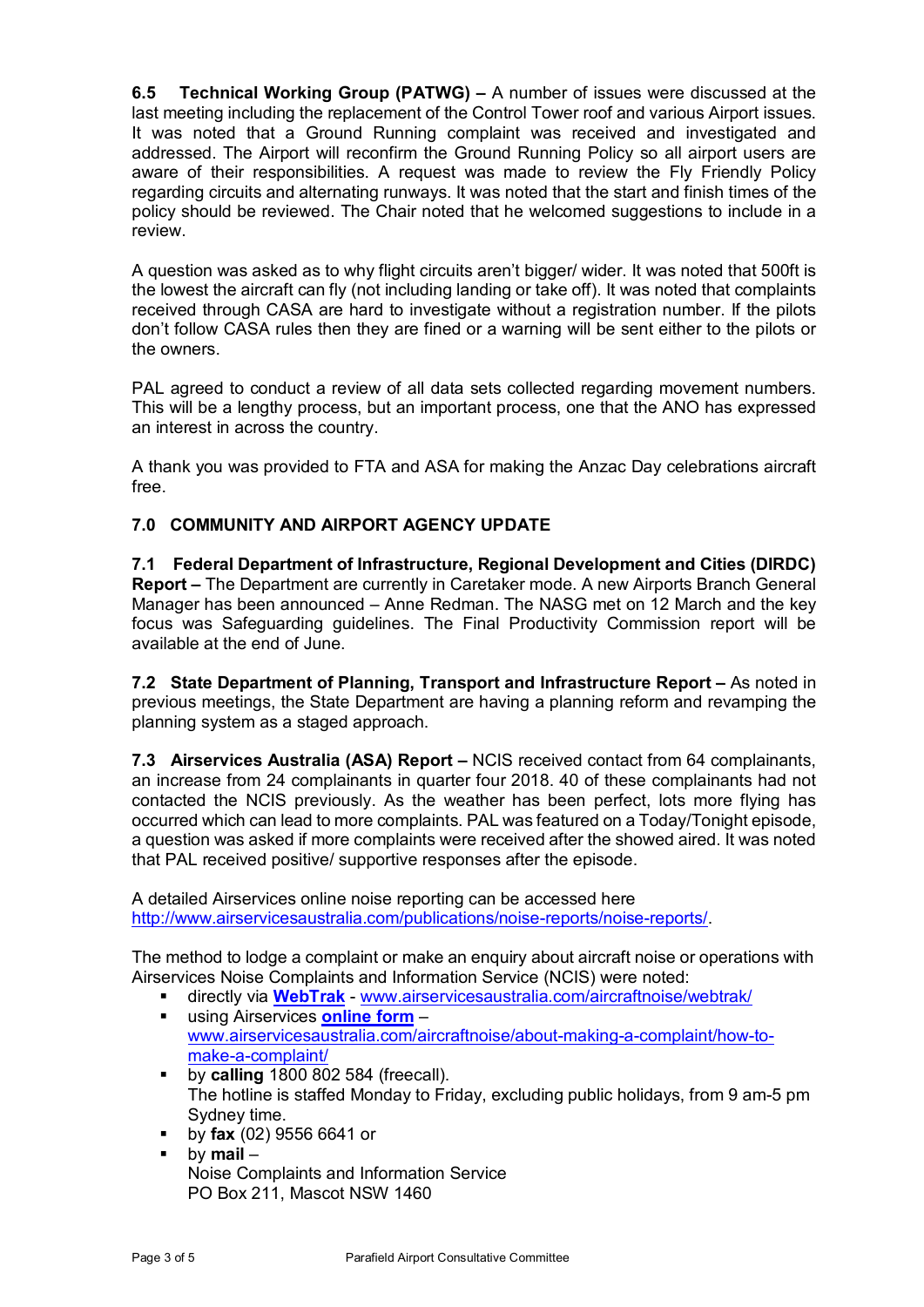**6.5 Technical Working Group (PATWG) –** A number of issues were discussed at the last meeting including the replacement of the Control Tower roof and various Airport issues. It was noted that a Ground Running complaint was received and investigated and addressed. The Airport will reconfirm the Ground Running Policy so all airport users are aware of their responsibilities. A request was made to review the Fly Friendly Policy regarding circuits and alternating runways. It was noted that the start and finish times of the policy should be reviewed. The Chair noted that he welcomed suggestions to include in a review.

A question was asked as to why flight circuits aren't bigger/ wider. It was noted that 500ft is the lowest the aircraft can fly (not including landing or take off). It was noted that complaints received through CASA are hard to investigate without a registration number. If the pilots don't follow CASA rules then they are fined or a warning will be sent either to the pilots or the owners.

PAL agreed to conduct a review of all data sets collected regarding movement numbers. This will be a lengthy process, but an important process, one that the ANO has expressed an interest in across the country.

A thank you was provided to FTA and ASA for making the Anzac Day celebrations aircraft free.

## 7.0 COMMUNITY AND AIRPORT AGENCY UPDATE

**7.1 Federal Department of Infrastructure, Regional Development and Cities (DIRDC) Report –** The Department are currently in Caretaker mode. A new Airports Branch General Manager has been announced – Anne Redman. The NASG met on 12 March and the key focus was Safeguarding guidelines. The Final Productivity Commission report will be available at the end of June.

**7.2 State Department of Planning, Transport and Infrastructure Report –** As noted in previous meetings, the State Department are having a planning reform and revamping the planning system as a staged approach.

**7.3 Airservices Australia (ASA) Report –** NCIS received contact from 64 complainants, an increase from 24 complainants in quarter four 2018. 40 of these complainants had not contacted the NCIS previously. As the weather has been perfect, lots more flying has occurred which can lead to more complaints. PAL was featured on a Today/Tonight episode, a question was asked if more complaints were received after the showed aired. It was noted that PAL received positive/ supportive responses after the episode.

A detailed Airservices online noise reporting can be accessed here http://www.airservicesaustralia.com/publications/noise-reports/noise-reports/.

The method to lodge a complaint or make an enquiry about aircraft noise or operations with Airservices Noise Complaints and Information Service (NCIS) were noted:

- directly via **WebTrak** - www.airservicesaustralia.com/aircraftnoise/webtrak/
- using Airservices **online form** – www.airservicesaustralia.com/aircraftnoise/about-making-a-complaint/how-to-make-a-complaint/
- by **calling** 1800 802 584 (freecall).
  The hotline is staffed Monday to Friday, excluding public holidays, from 9 am-5 pm Sydney time.
- by **fax** (02) 9556 6641 or
- by **mail** –
  Noise Complaints and Information Service
  PO Box 211, Mascot NSW 1460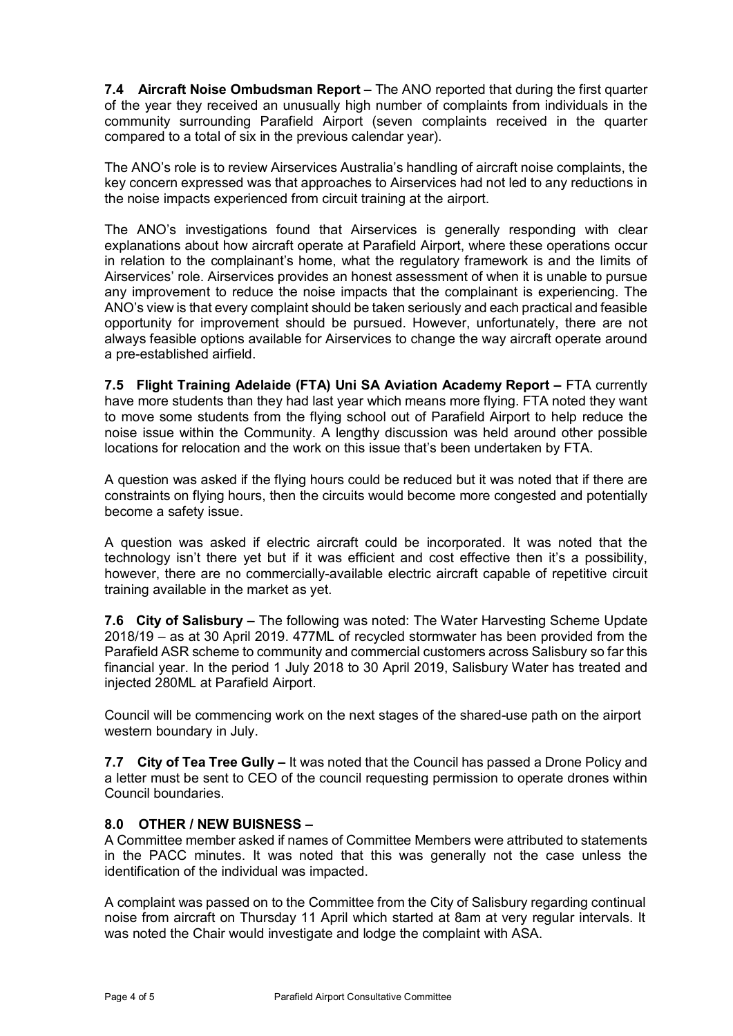**7.4 Aircraft Noise Ombudsman Report –** The ANO reported that during the first quarter of the year they received an unusually high number of complaints from individuals in the community surrounding Parafield Airport (seven complaints received in the quarter compared to a total of six in the previous calendar year).

The ANO's role is to review Airservices Australia's handling of aircraft noise complaints, the key concern expressed was that approaches to Airservices had not led to any reductions in the noise impacts experienced from circuit training at the airport.

The ANO's investigations found that Airservices is generally responding with clear explanations about how aircraft operate at Parafield Airport, where these operations occur in relation to the complainant's home, what the regulatory framework is and the limits of Airservices' role. Airservices provides an honest assessment of when it is unable to pursue any improvement to reduce the noise impacts that the complainant is experiencing. The ANO's view is that every complaint should be taken seriously and each practical and feasible opportunity for improvement should be pursued. However, unfortunately, there are not always feasible options available for Airservices to change the way aircraft operate around a pre-established airfield.

**7.5 Flight Training Adelaide (FTA) Uni SA Aviation Academy Report –** FTA currently have more students than they had last year which means more flying. FTA noted they want to move some students from the flying school out of Parafield Airport to help reduce the noise issue within the Community. A lengthy discussion was held around other possible locations for relocation and the work on this issue that's been undertaken by FTA.

A question was asked if the flying hours could be reduced but it was noted that if there are constraints on flying hours, then the circuits would become more congested and potentially become a safety issue.

A question was asked if electric aircraft could be incorporated. It was noted that the technology isn't there yet but if it was efficient and cost effective then it's a possibility, however, there are no commercially-available electric aircraft capable of repetitive circuit training available in the market as yet.

**7.6 City of Salisbury –** The following was noted: The Water Harvesting Scheme Update 2018/19 – as at 30 April 2019. 477ML of recycled stormwater has been provided from the Parafield ASR scheme to community and commercial customers across Salisbury so far this financial year. In the period 1 July 2018 to 30 April 2019, Salisbury Water has treated and injected 280ML at Parafield Airport.

Council will be commencing work on the next stages of the shared-use path on the airport western boundary in July.

**7.7 City of Tea Tree Gully –** It was noted that the Council has passed a Drone Policy and a letter must be sent to CEO of the council requesting permission to operate drones within Council boundaries.

## 8.0 OTHER / NEW BUISNESS –

A Committee member asked if names of Committee Members were attributed to statements in the PACC minutes. It was noted that this was generally not the case unless the identification of the individual was impacted.

A complaint was passed on to the Committee from the City of Salisbury regarding continual noise from aircraft on Thursday 11 April which started at 8am at very regular intervals. It was noted the Chair would investigate and lodge the complaint with ASA.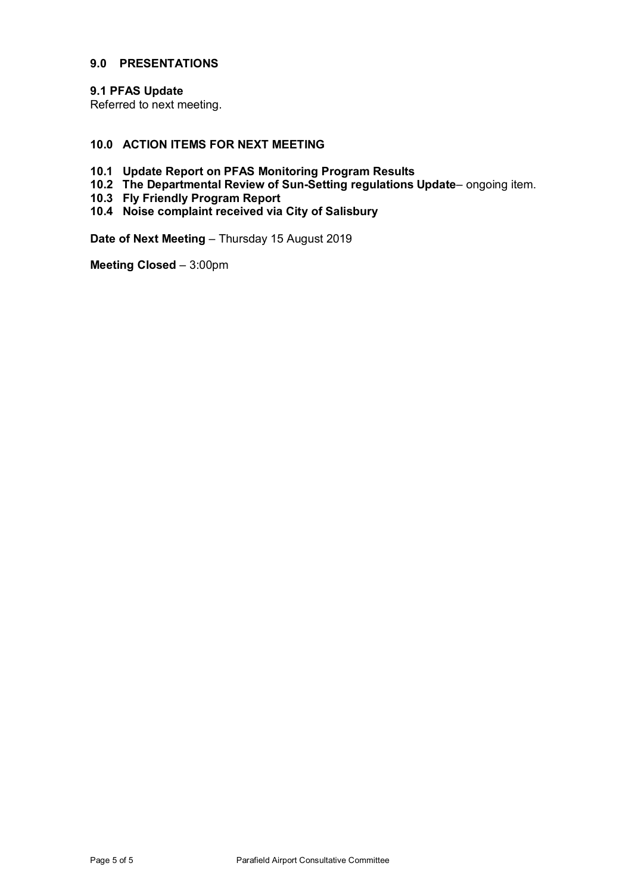## 9.0 PRESENTATIONS

### 9.1 PFAS Update

Referred to next meeting.

## 10.0 ACTION ITEMS FOR NEXT MEETING

**10.1 Update Report on PFAS Monitoring Program Results**
**10.2 The Departmental Review of Sun-Setting regulations Update**– ongoing item.
**10.3 Fly Friendly Program Report**
**10.4 Noise complaint received via City of Salisbury**

**Date of Next Meeting** – Thursday 15 August 2019

**Meeting Closed** – 3:00pm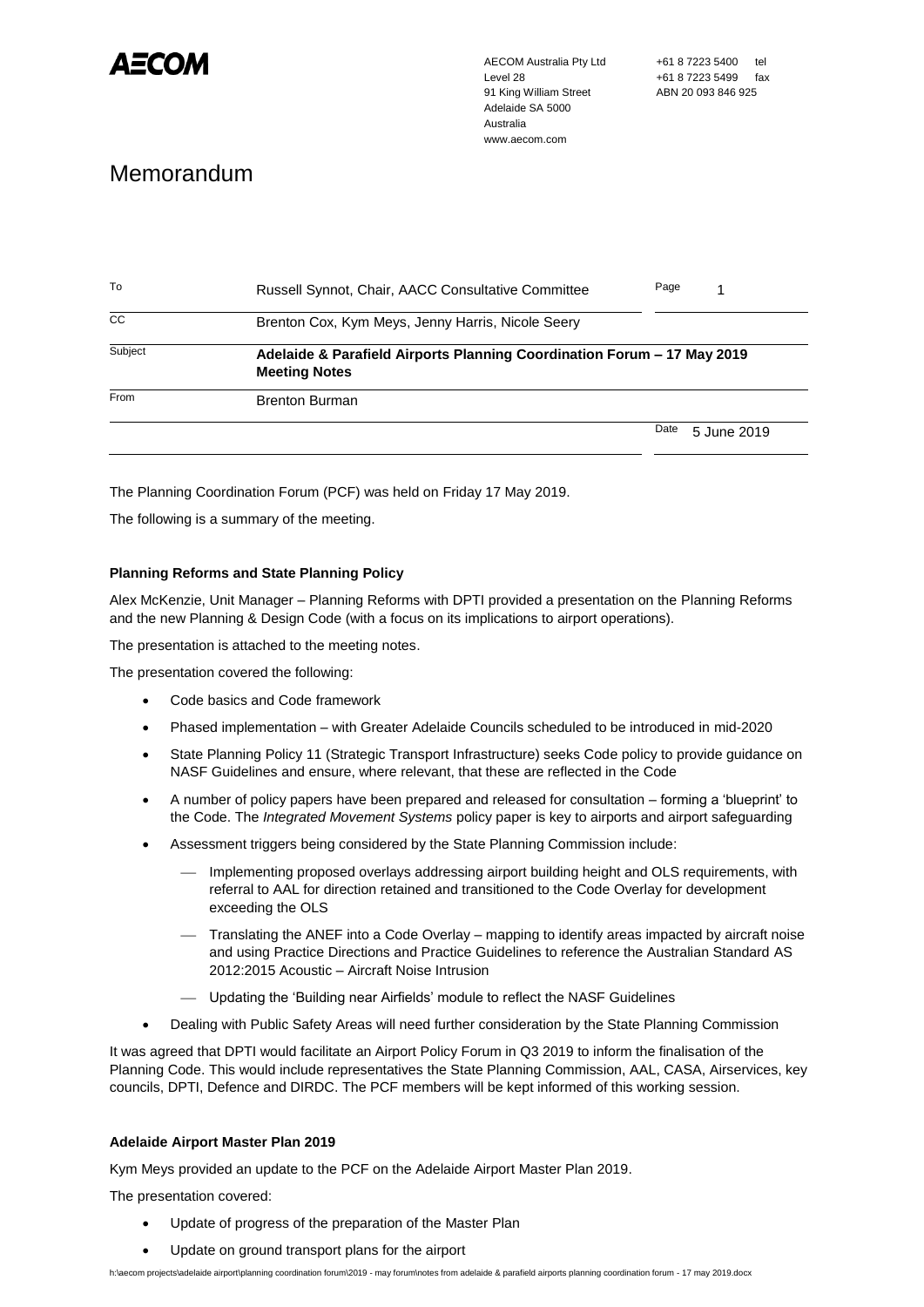AECOM Australia Pty Ltd
Level 28
91 King William Street
Adelaide SA 5000
Australia
www.aecom.com

+61 8 7223 5400 tel
+61 8 7223 5499 fax
ABN 20 093 846 925

# Memorandum

| | | | |
|---|---|---|---|
| To | Russell Synnot, Chair, AACC Consultative Committee | Page | 1 |
| CC | Brenton Cox, Kym Meys, Jenny Harris, Nicole Seery | | |
| Subject | **Adelaide & Parafield Airports Planning Coordination Forum – 17 May 2019 Meeting Notes** | | |
| From | Brenton Burman | | |
| | | Date | 5 June 2019 |

The Planning Coordination Forum (PCF) was held on Friday 17 May 2019.

The following is a summary of the meeting.

**Planning Reforms and State Planning Policy**

Alex McKenzie, Unit Manager – Planning Reforms with DPTI provided a presentation on the Planning Reforms and the new Planning & Design Code (with a focus on its implications to airport operations).

The presentation is attached to the meeting notes.

The presentation covered the following:

- Code basics and Code framework
- Phased implementation – with Greater Adelaide Councils scheduled to be introduced in mid-2020
- State Planning Policy 11 (Strategic Transport Infrastructure) seeks Code policy to provide guidance on NASF Guidelines and ensure, where relevant, that these are reflected in the Code
- A number of policy papers have been prepared and released for consultation – forming a 'blueprint' to the Code. The *Integrated Movement Systems* policy paper is key to airports and airport safeguarding
- Assessment triggers being considered by the State Planning Commission include:
  - Implementing proposed overlays addressing airport building height and OLS requirements, with referral to AAL for direction retained and transitioned to the Code Overlay for development exceeding the OLS
  - Translating the ANEF into a Code Overlay – mapping to identify areas impacted by aircraft noise and using Practice Directions and Practice Guidelines to reference the Australian Standard AS 2012:2015 Acoustic – Aircraft Noise Intrusion
  - Updating the 'Building near Airfields' module to reflect the NASF Guidelines
- Dealing with Public Safety Areas will need further consideration by the State Planning Commission

It was agreed that DPTI would facilitate an Airport Policy Forum in Q3 2019 to inform the finalisation of the Planning Code. This would include representatives the State Planning Commission, AAL, CASA, Airservices, key councils, DPTI, Defence and DIRDC. The PCF members will be kept informed of this working session.

**Adelaide Airport Master Plan 2019**

Kym Meys provided an update to the PCF on the Adelaide Airport Master Plan 2019.

The presentation covered:

- Update of progress of the preparation of the Master Plan
- Update on ground transport plans for the airport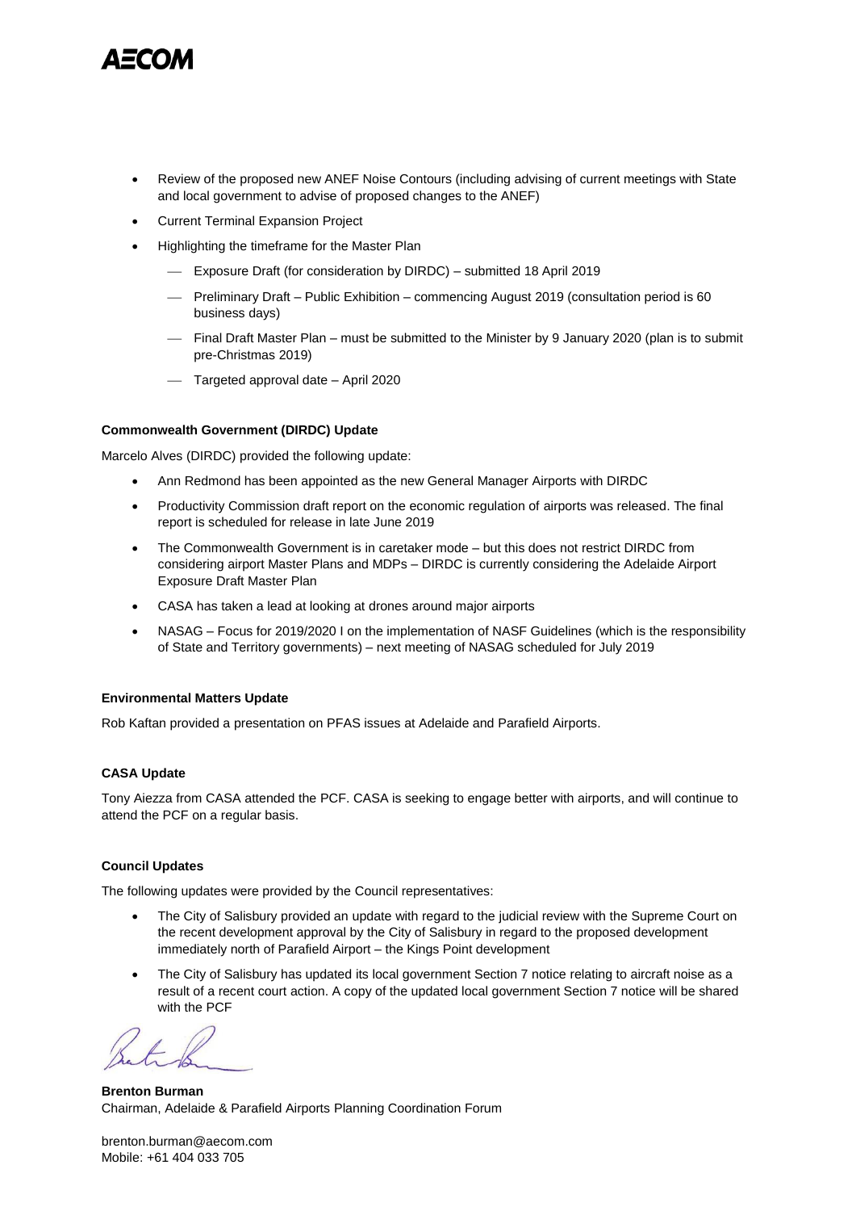- Review of the proposed new ANEF Noise Contours (including advising of current meetings with State and local government to advise of proposed changes to the ANEF)
- Current Terminal Expansion Project
- Highlighting the timeframe for the Master Plan
  - Exposure Draft (for consideration by DIRDC) – submitted 18 April 2019
  - Preliminary Draft – Public Exhibition – commencing August 2019 (consultation period is 60 business days)
  - Final Draft Master Plan – must be submitted to the Minister by 9 January 2020 (plan is to submit pre-Christmas 2019)
  - Targeted approval date – April 2020

**Commonwealth Government (DIRDC) Update**

Marcelo Alves (DIRDC) provided the following update:

- Ann Redmond has been appointed as the new General Manager Airports with DIRDC
- Productivity Commission draft report on the economic regulation of airports was released. The final report is scheduled for release in late June 2019
- The Commonwealth Government is in caretaker mode – but this does not restrict DIRDC from considering airport Master Plans and MDPs – DIRDC is currently considering the Adelaide Airport Exposure Draft Master Plan
- CASA has taken a lead at looking at drones around major airports
- NASAG – Focus for 2019/2020 I on the implementation of NASF Guidelines (which is the responsibility of State and Territory governments) – next meeting of NASAG scheduled for July 2019

**Environmental Matters Update**

Rob Kaftan provided a presentation on PFAS issues at Adelaide and Parafield Airports.

**CASA Update**

Tony Aiezza from CASA attended the PCF. CASA is seeking to engage better with airports, and will continue to attend the PCF on a regular basis.

**Council Updates**

The following updates were provided by the Council representatives:

- The City of Salisbury provided an update with regard to the judicial review with the Supreme Court on the recent development approval by the City of Salisbury in regard to the proposed development immediately north of Parafield Airport – the Kings Point development
- The City of Salisbury has updated its local government Section 7 notice relating to aircraft noise as a result of a recent court action. A copy of the updated local government Section 7 notice will be shared with the PCF

**Brenton Burman**
Chairman, Adelaide & Parafield Airports Planning Coordination Forum

brenton.burman@aecom.com
Mobile: +61 404 033 705